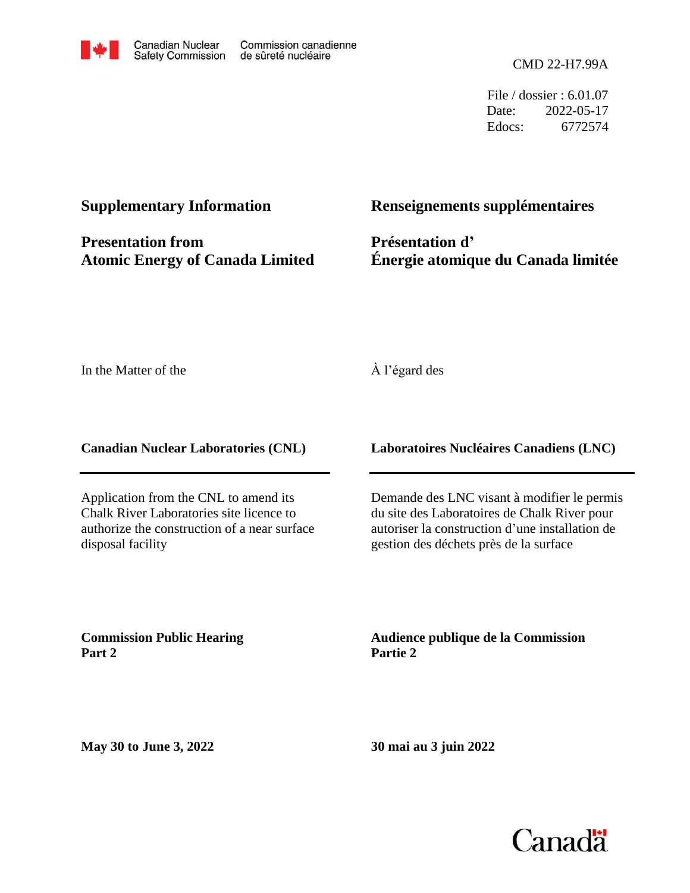Canadian Nuclear Safety Commission / Commission canadienne de sûreté nucléaire

CMD 22-H7.99A

File / dossier : 6.01.07
Date: 2022-05-17
Edocs: 6772574

**Supplementary Information**

**Presentation from Atomic Energy of Canada Limited**

**Renseignements supplémentaires**

**Présentation d' Énergie atomique du Canada limitée**

In the Matter of the

À l'égard des

**Canadian Nuclear Laboratories (CNL)**

**Laboratoires Nucléaires Canadiens (LNC)**

Application from the CNL to amend its Chalk River Laboratories site licence to authorize the construction of a near surface disposal facility

Demande des LNC visant à modifier le permis du site des Laboratoires de Chalk River pour autoriser la construction d'une installation de gestion des déchets près de la surface

**Commission Public Hearing Part 2**

**Audience publique de la Commission Partie 2**

**May 30 to June 3, 2022**

**30 mai au 3 juin 2022**

Canada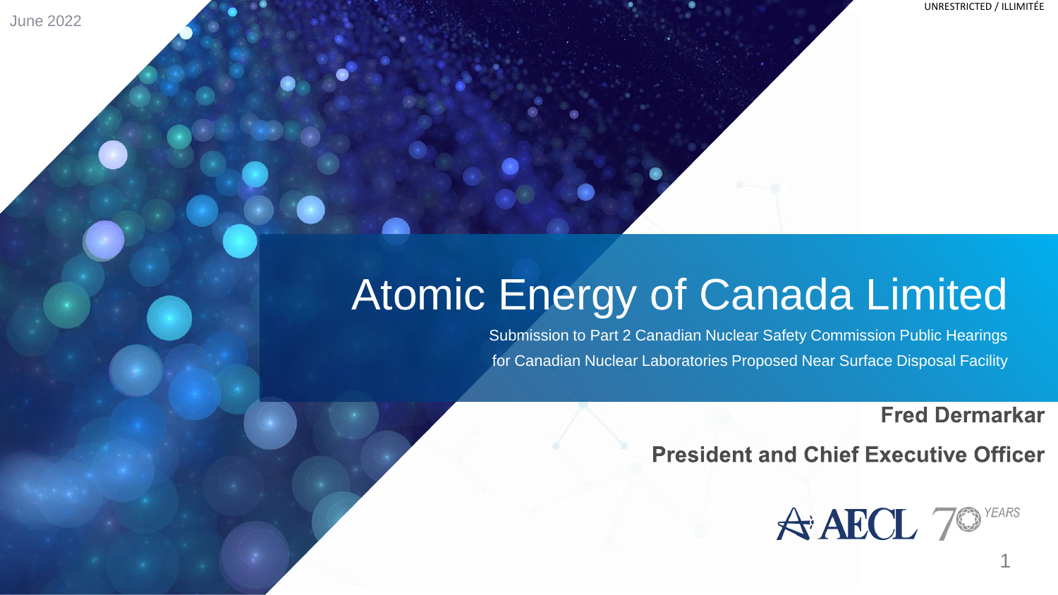June 2022

UNRESTRICTED / ILLIMITÉE

# Atomic Energy of Canada Limited

Submission to Part 2 Canadian Nuclear Safety Commission Public Hearings for Canadian Nuclear Laboratories Proposed Near Surface Disposal Facility

**Fred Dermarkar**

**President and Chief Executive Officer**

AECL 70 YEARS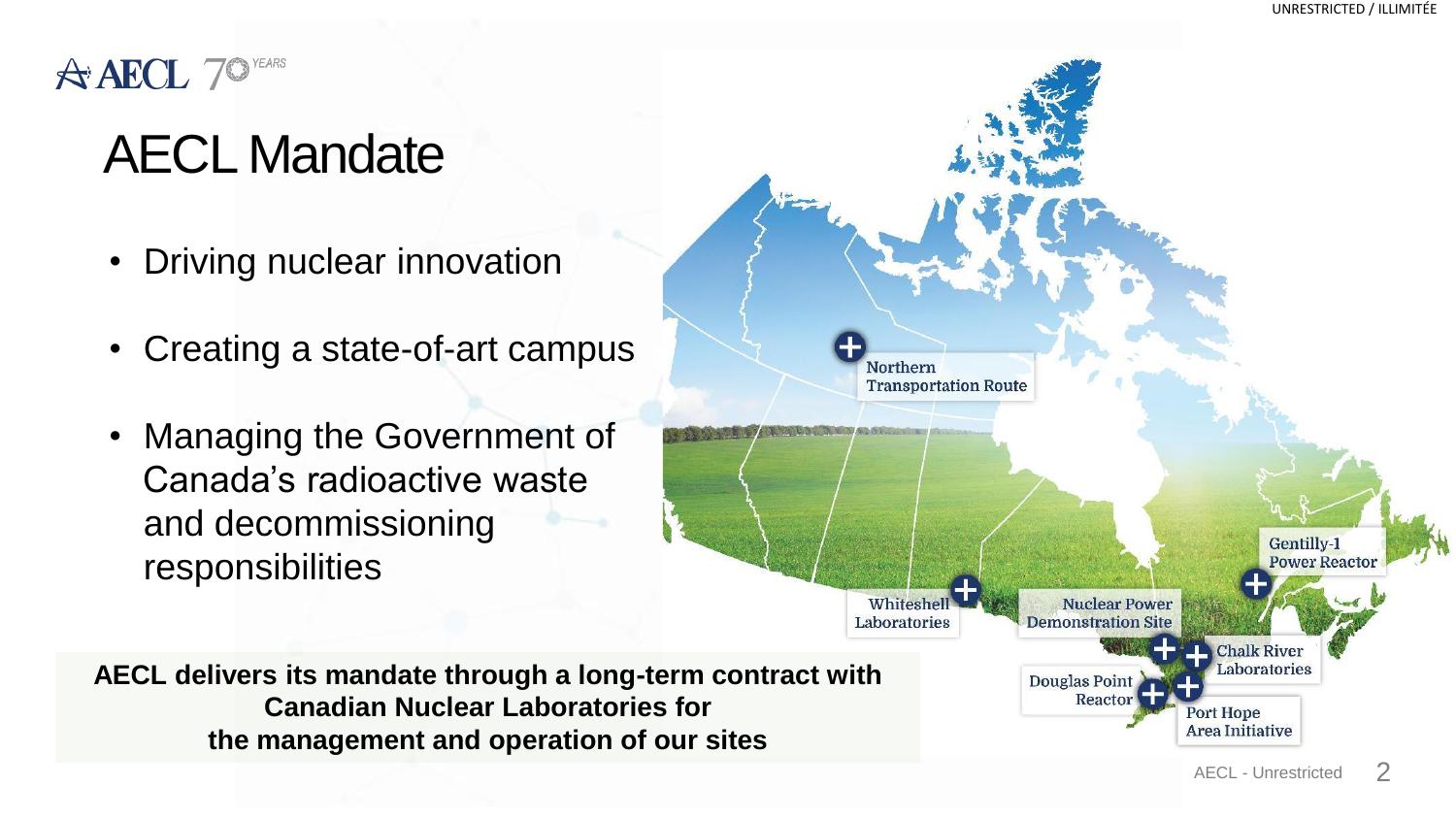# AECL Mandate

- Driving nuclear innovation
- Creating a state-of-art campus
- Managing the Government of Canada's radioactive waste and decommissioning responsibilities

**AECL delivers its mandate through a long-term contract with Canadian Nuclear Laboratories for the management and operation of our sites**

Northern Transportation Route

Whiteshell Laboratories

Nuclear Power Demonstration Site

Gentilly-1 Power Reactor

Chalk River Laboratories

Douglas Point Reactor

Port Hope Area Initiative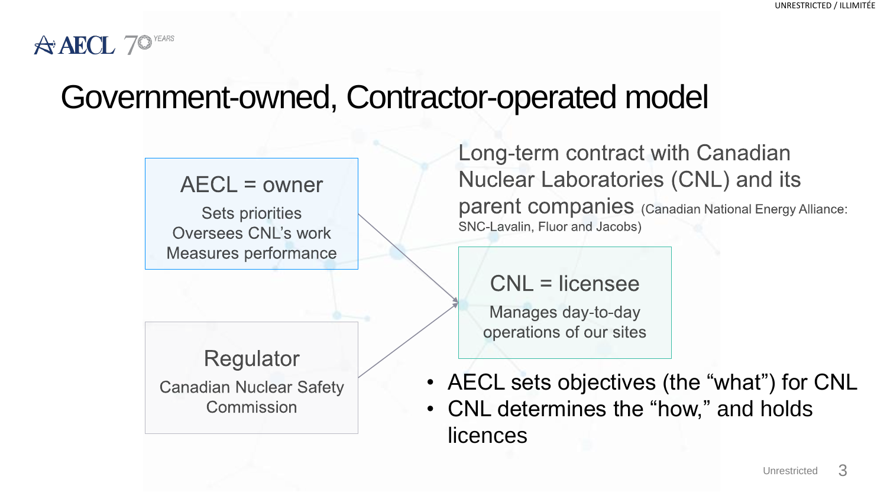# Government-owned, Contractor-operated model

**AECL = owner**

Sets priorities
Oversees CNL's work
Measures performance

**Regulator**

Canadian Nuclear Safety Commission

Long-term contract with Canadian Nuclear Laboratories (CNL) and its parent companies (Canadian National Energy Alliance: SNC-Lavalin, Fluor and Jacobs)

**CNL = licensee**

Manages day-to-day operations of our sites

- AECL sets objectives (the "what") for CNL
- CNL determines the "how," and holds licences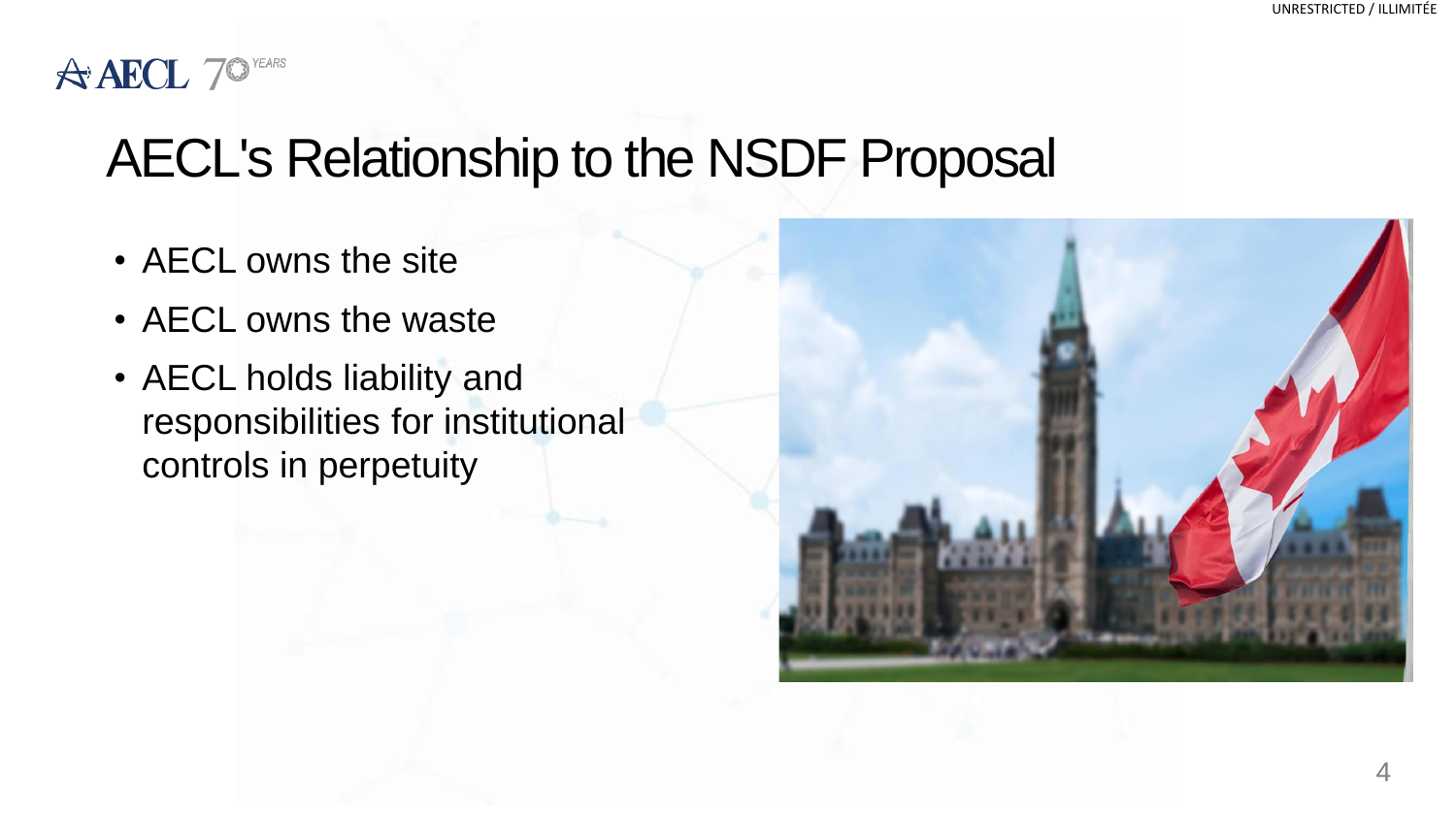# AECL's Relationship to the NSDF Proposal

- AECL owns the site
- AECL owns the waste
- AECL holds liability and responsibilities for institutional controls in perpetuity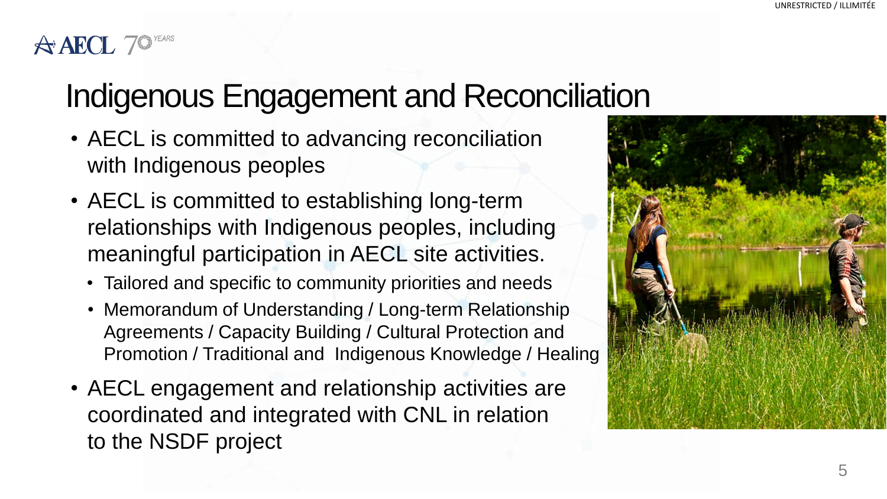# Indigenous Engagement and Reconciliation

- AECL is committed to advancing reconciliation with Indigenous peoples
- AECL is committed to establishing long-term relationships with Indigenous peoples, including meaningful participation in AECL site activities.
  - Tailored and specific to community priorities and needs
  - Memorandum of Understanding / Long-term Relationship Agreements / Capacity Building / Cultural Protection and Promotion / Traditional and Indigenous Knowledge / Healing
- AECL engagement and relationship activities are coordinated and integrated with CNL in relation to the NSDF project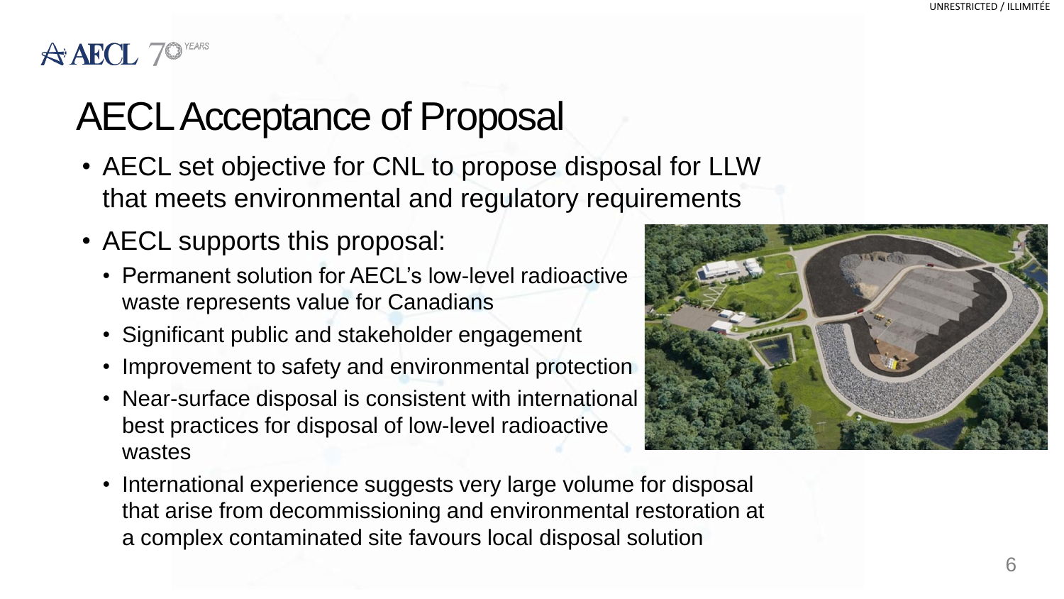# AECL Acceptance of Proposal

- AECL set objective for CNL to propose disposal for LLW that meets environmental and regulatory requirements
- AECL supports this proposal:
  - Permanent solution for AECL's low-level radioactive waste represents value for Canadians
  - Significant public and stakeholder engagement
  - Improvement to safety and environmental protection
  - Near-surface disposal is consistent with international best practices for disposal of low-level radioactive wastes
  - International experience suggests very large volume for disposal that arise from decommissioning and environmental restoration at a complex contaminated site favours local disposal solution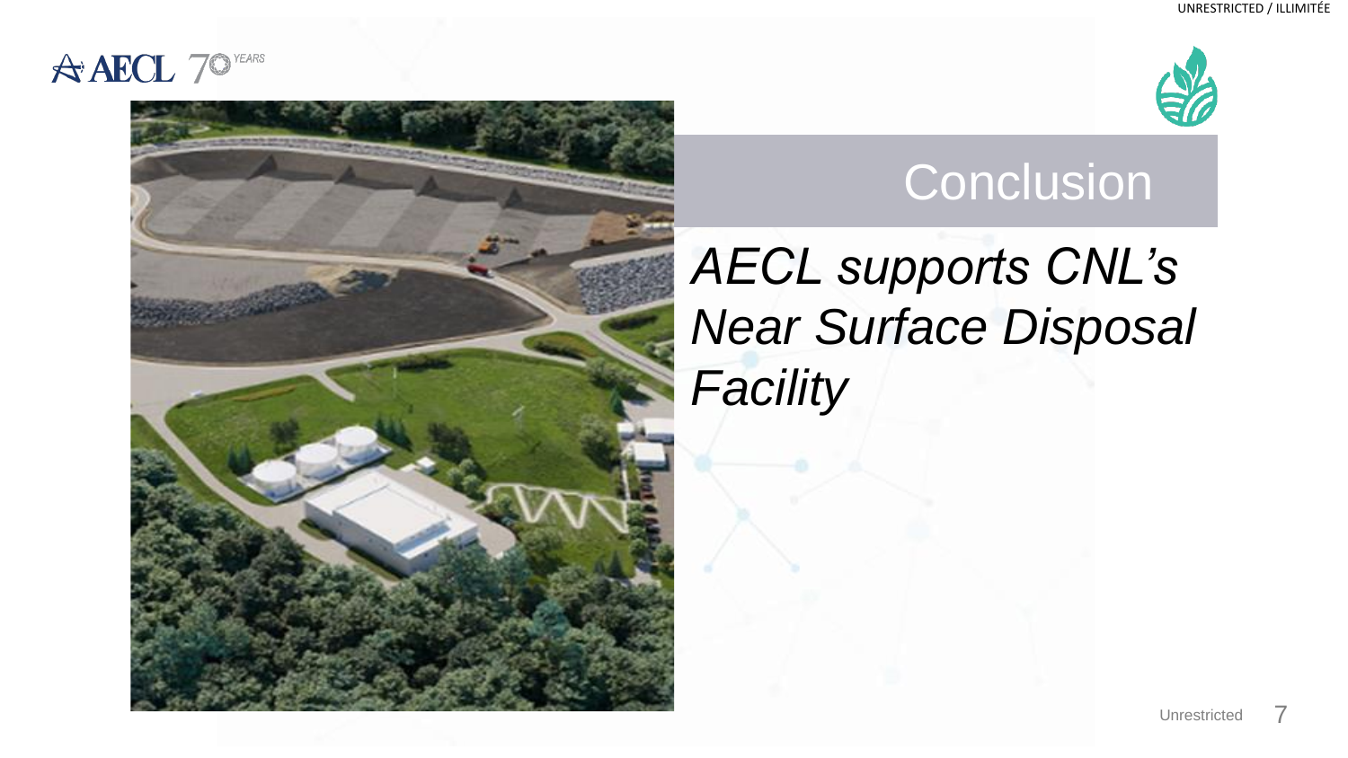# Conclusion

*AECL supports CNL's Near Surface Disposal Facility*